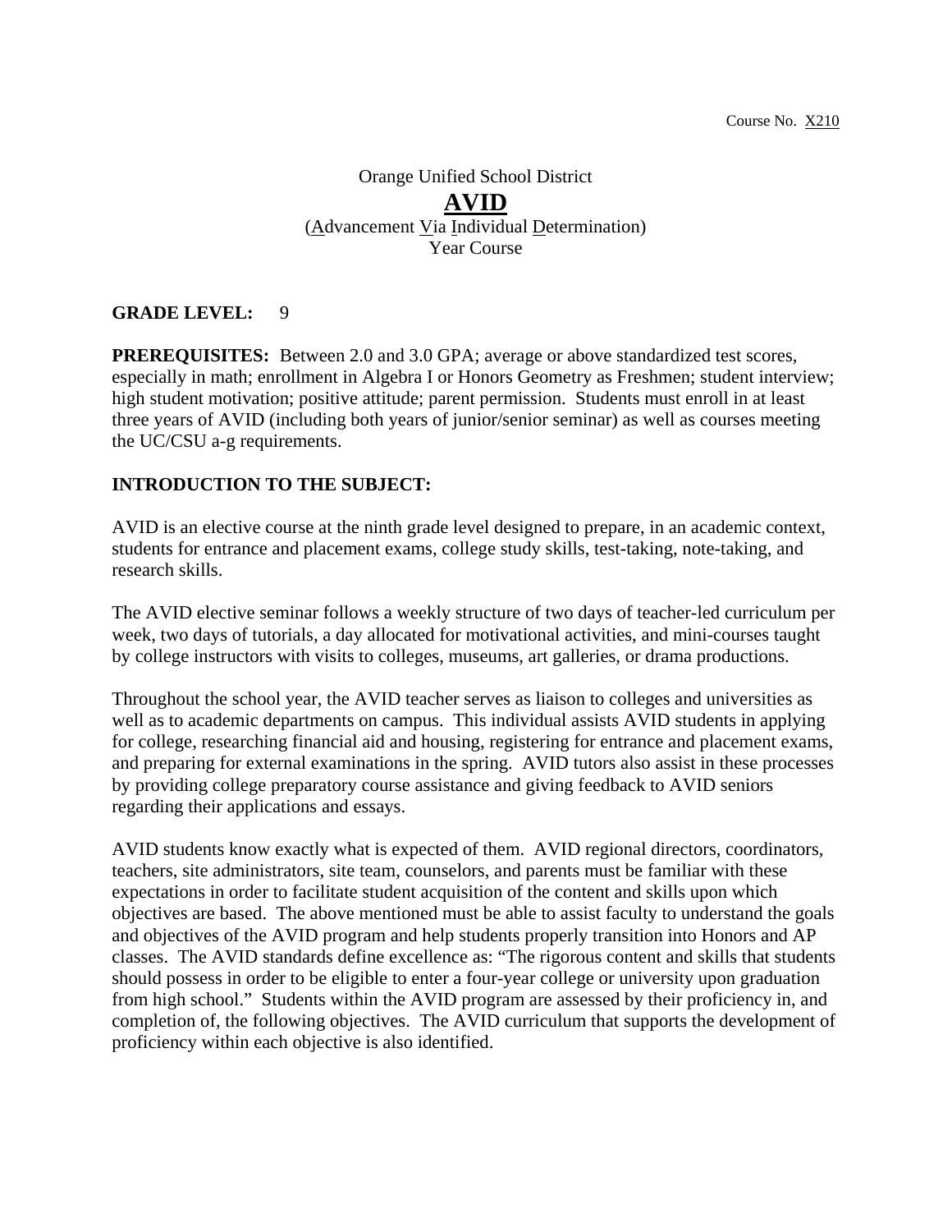Course No. X210

Orange Unified School District

# AVID

(Advancement Via Individual Determination)
Year Course

**GRADE LEVEL:** 9

**PREREQUISITES:** Between 2.0 and 3.0 GPA; average or above standardized test scores, especially in math; enrollment in Algebra I or Honors Geometry as Freshmen; student interview; high student motivation; positive attitude; parent permission. Students must enroll in at least three years of AVID (including both years of junior/senior seminar) as well as courses meeting the UC/CSU a-g requirements.

**INTRODUCTION TO THE SUBJECT:**

AVID is an elective course at the ninth grade level designed to prepare, in an academic context, students for entrance and placement exams, college study skills, test-taking, note-taking, and research skills.

The AVID elective seminar follows a weekly structure of two days of teacher-led curriculum per week, two days of tutorials, a day allocated for motivational activities, and mini-courses taught by college instructors with visits to colleges, museums, art galleries, or drama productions.

Throughout the school year, the AVID teacher serves as liaison to colleges and universities as well as to academic departments on campus. This individual assists AVID students in applying for college, researching financial aid and housing, registering for entrance and placement exams, and preparing for external examinations in the spring. AVID tutors also assist in these processes by providing college preparatory course assistance and giving feedback to AVID seniors regarding their applications and essays.

AVID students know exactly what is expected of them. AVID regional directors, coordinators, teachers, site administrators, site team, counselors, and parents must be familiar with these expectations in order to facilitate student acquisition of the content and skills upon which objectives are based. The above mentioned must be able to assist faculty to understand the goals and objectives of the AVID program and help students properly transition into Honors and AP classes. The AVID standards define excellence as: "The rigorous content and skills that students should possess in order to be eligible to enter a four-year college or university upon graduation from high school." Students within the AVID program are assessed by their proficiency in, and completion of, the following objectives. The AVID curriculum that supports the development of proficiency within each objective is also identified.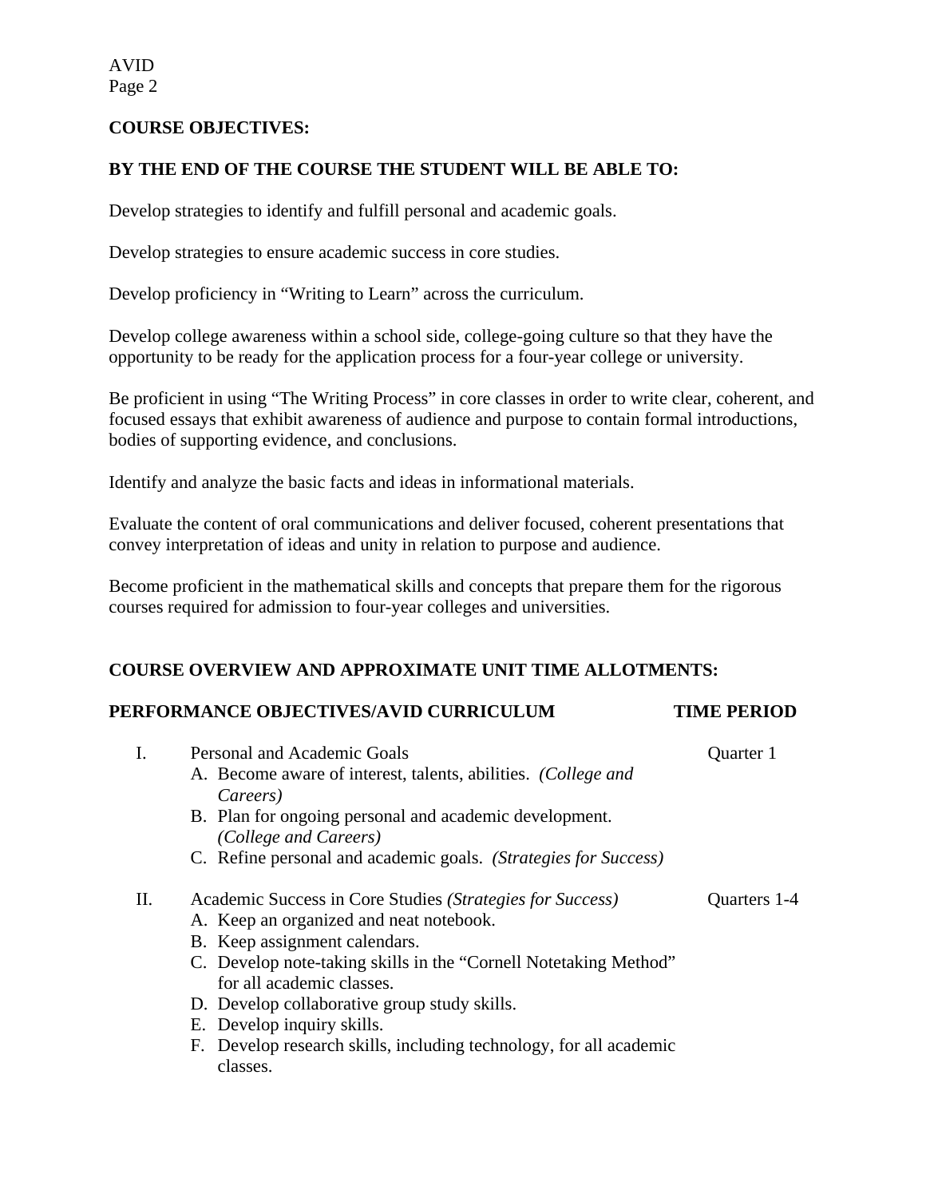## COURSE OBJECTIVES:

## BY THE END OF THE COURSE THE STUDENT WILL BE ABLE TO:

Develop strategies to identify and fulfill personal and academic goals.

Develop strategies to ensure academic success in core studies.

Develop proficiency in "Writing to Learn" across the curriculum.

Develop college awareness within a school side, college-going culture so that they have the opportunity to be ready for the application process for a four-year college or university.

Be proficient in using "The Writing Process" in core classes in order to write clear, coherent, and focused essays that exhibit awareness of audience and purpose to contain formal introductions, bodies of supporting evidence, and conclusions.

Identify and analyze the basic facts and ideas in informational materials.

Evaluate the content of oral communications and deliver focused, coherent presentations that convey interpretation of ideas and unity in relation to purpose and audience.

Become proficient in the mathematical skills and concepts that prepare them for the rigorous courses required for admission to four-year colleges and universities.

## COURSE OVERVIEW AND APPROXIMATE UNIT TIME ALLOTMENTS:

| PERFORMANCE OBJECTIVES/AVID CURRICULUM | TIME PERIOD |
|---|---|
| I. Personal and Academic Goals<br>A. Become aware of interest, talents, abilities. *(College and Careers)*<br>B. Plan for ongoing personal and academic development. *(College and Careers)*<br>C. Refine personal and academic goals. *(Strategies for Success)* | Quarter 1 |
| II. Academic Success in Core Studies *(Strategies for Success)*<br>A. Keep an organized and neat notebook.<br>B. Keep assignment calendars.<br>C. Develop note-taking skills in the "Cornell Notetaking Method" for all academic classes.<br>D. Develop collaborative group study skills.<br>E. Develop inquiry skills.<br>F. Develop research skills, including technology, for all academic classes. | Quarters 1-4 |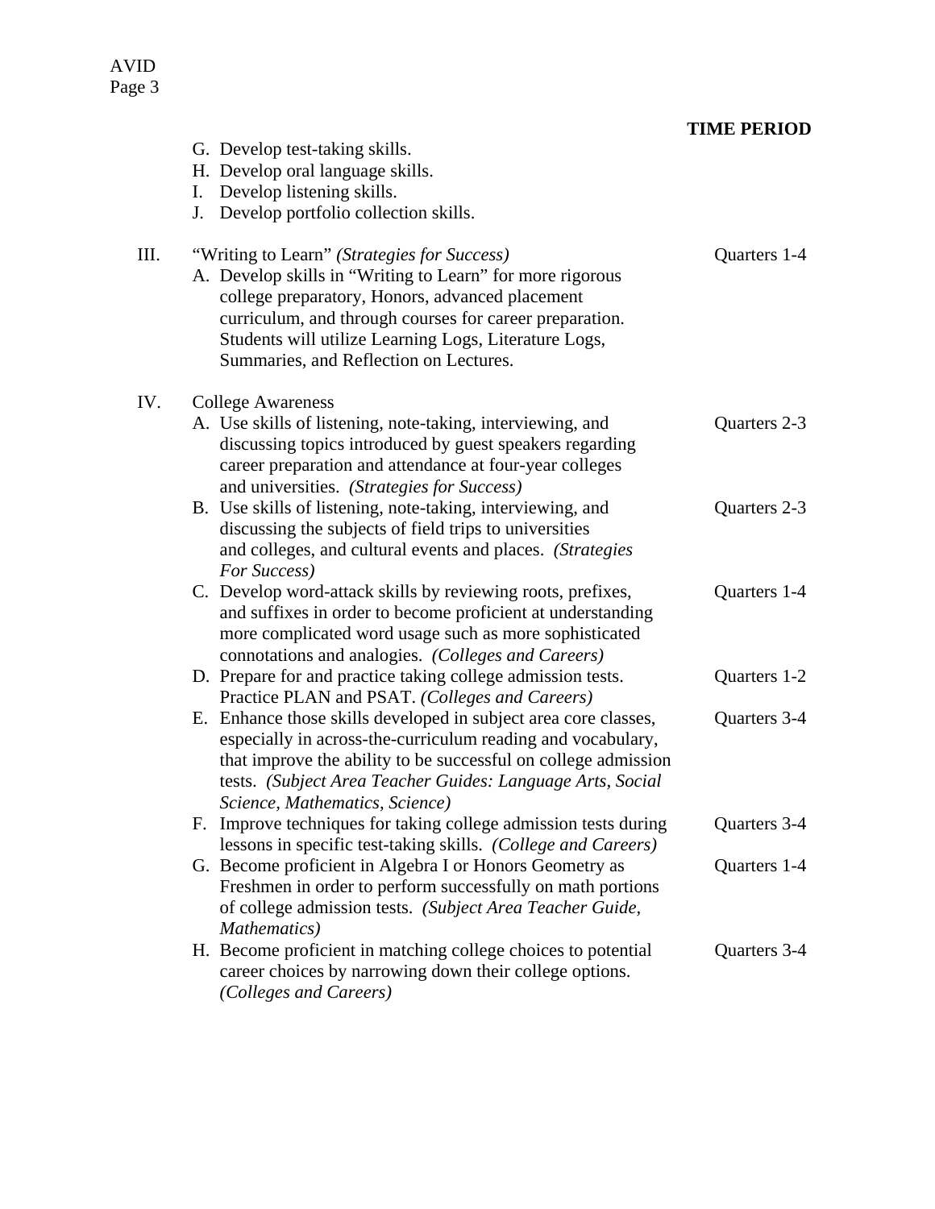**TIME PERIOD**

G. Develop test-taking skills.
H. Develop oral language skills.
I. Develop listening skills.
J. Develop portfolio collection skills.

III. "Writing to Learn" *(Strategies for Success)* — Quarters 1-4

A. Develop skills in "Writing to Learn" for more rigorous college preparatory, Honors, advanced placement curriculum, and through courses for career preparation. Students will utilize Learning Logs, Literature Logs, Summaries, and Reflection on Lectures.

IV. College Awareness

A. Use skills of listening, note-taking, interviewing, and discussing topics introduced by guest speakers regarding career preparation and attendance at four-year colleges and universities. *(Strategies for Success)* — Quarters 2-3
B. Use skills of listening, note-taking, interviewing, and discussing the subjects of field trips to universities and colleges, and cultural events and places. *(Strategies For Success)* — Quarters 2-3
C. Develop word-attack skills by reviewing roots, prefixes, and suffixes in order to become proficient at understanding more complicated word usage such as more sophisticated connotations and analogies. *(Colleges and Careers)* — Quarters 1-4
D. Prepare for and practice taking college admission tests. Practice PLAN and PSAT. *(Colleges and Careers)* — Quarters 1-2
E. Enhance those skills developed in subject area core classes, especially in across-the-curriculum reading and vocabulary, that improve the ability to be successful on college admission tests. *(Subject Area Teacher Guides: Language Arts, Social Science, Mathematics, Science)* — Quarters 3-4
F. Improve techniques for taking college admission tests during lessons in specific test-taking skills. *(College and Careers)* — Quarters 3-4
G. Become proficient in Algebra I or Honors Geometry as Freshmen in order to perform successfully on math portions of college admission tests. *(Subject Area Teacher Guide, Mathematics)* — Quarters 1-4
H. Become proficient in matching college choices to potential career choices by narrowing down their college options. *(Colleges and Careers)* — Quarters 3-4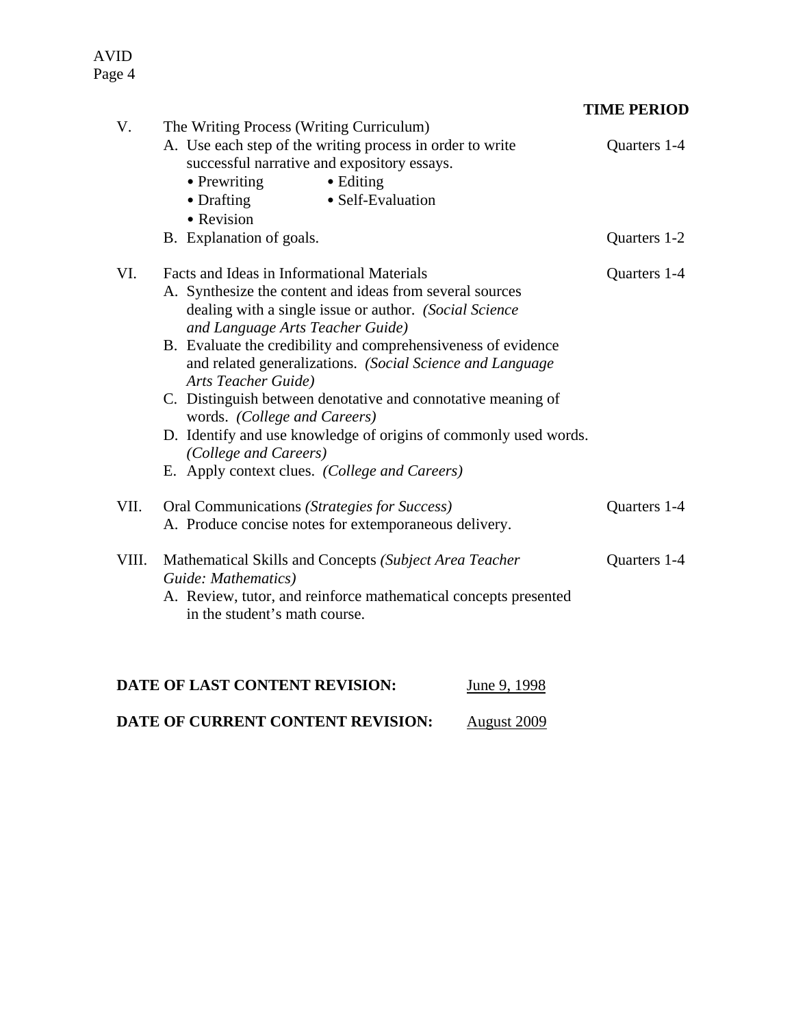**TIME PERIOD**

V. The Writing Process (Writing Curriculum)

A. Use each step of the writing process in order to write successful narrative and expository essays. — Quarters 1-4

- Prewriting
- Drafting
- Revision
- Editing
- Self-Evaluation

B. Explanation of goals. — Quarters 1-2

VI. Facts and Ideas in Informational Materials — Quarters 1-4

A. Synthesize the content and ideas from several sources dealing with a single issue or author. *(Social Science and Language Arts Teacher Guide)*

B. Evaluate the credibility and comprehensiveness of evidence and related generalizations. *(Social Science and Language Arts Teacher Guide)*

C. Distinguish between denotative and connotative meaning of words. *(College and Careers)*

D. Identify and use knowledge of origins of commonly used words. *(College and Careers)*

E. Apply context clues. *(College and Careers)*

VII. Oral Communications *(Strategies for Success)* — Quarters 1-4

A. Produce concise notes for extemporaneous delivery.

VIII. Mathematical Skills and Concepts *(Subject Area Teacher Guide: Mathematics)* — Quarters 1-4

A. Review, tutor, and reinforce mathematical concepts presented in the student's math course.

**DATE OF LAST CONTENT REVISION:** June 9, 1998

**DATE OF CURRENT CONTENT REVISION:** August 2009